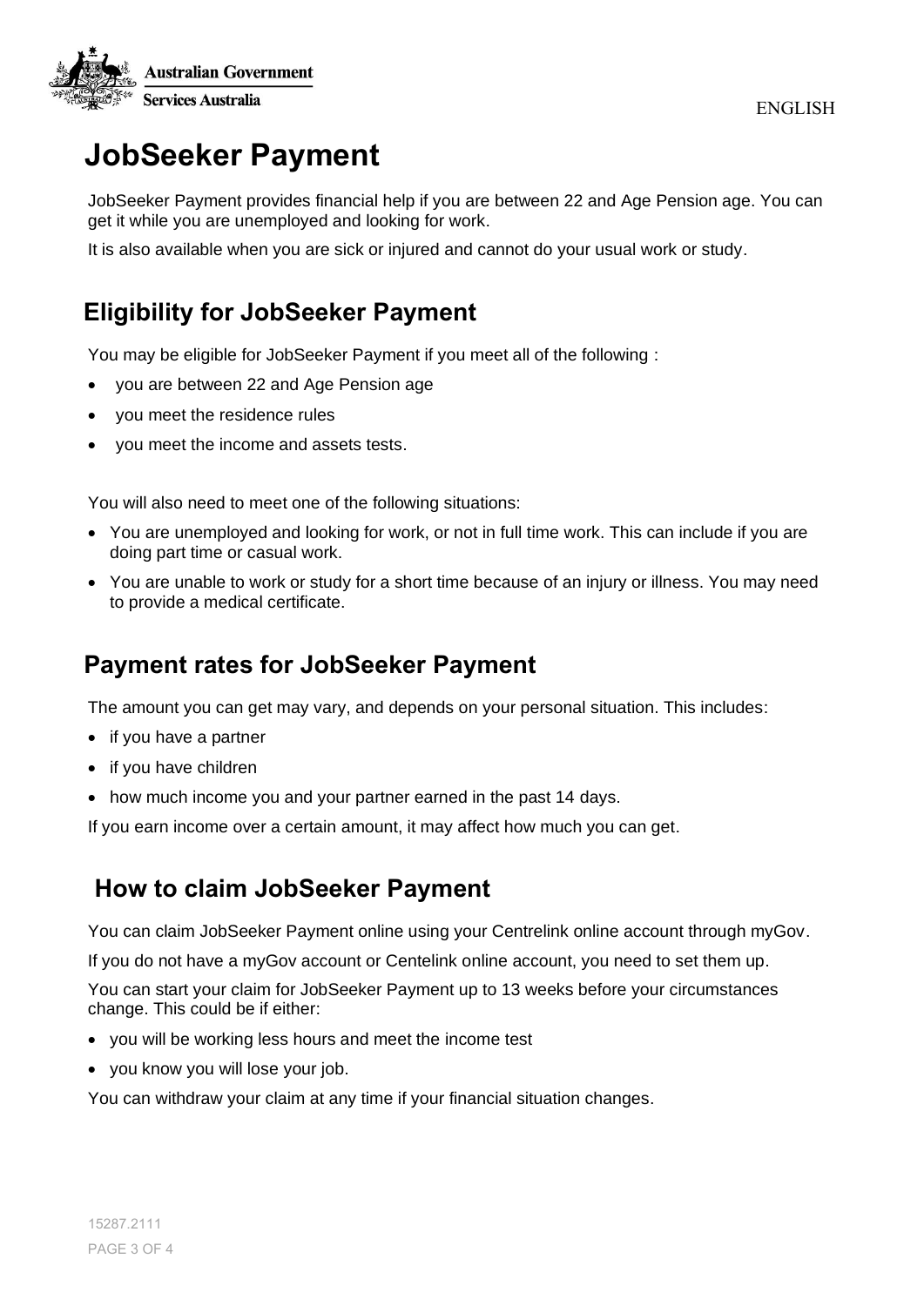# JobSeeker Payment

JobSeeker Payment provides financial help if you are between 22 and Age Pension age. You can get it while you are unemployed and looking for work.

It is also available when you are sick or injured and cannot do your usual work or study.

## Eligibility for JobSeeker Payment

You may be eligible for JobSeeker Payment if you meet all of the following :

- you are between 22 and Age Pension age
- you meet the residence rules
- you meet the income and assets tests.

You will also need to meet one of the following situations:

- You are unemployed and looking for work, or not in full time work. This can include if you are doing part time or casual work.
- You are unable to work or study for a short time because of an injury or illness. You may need to provide a medical certificate.

## Payment rates for JobSeeker Payment

The amount you can get may vary, and depends on your personal situation. This includes:

- if you have a partner
- if you have children
- how much income you and your partner earned in the past 14 days.

If you earn income over a certain amount, it may affect how much you can get.

## How to claim JobSeeker Payment

You can claim JobSeeker Payment online using your Centrelink online account through myGov.

If you do not have a myGov account or Centelink online account, you need to set them up.

You can start your claim for JobSeeker Payment up to 13 weeks before your circumstances change. This could be if either:

- you will be working less hours and meet the income test
- you know you will lose your job.

You can withdraw your claim at any time if your financial situation changes.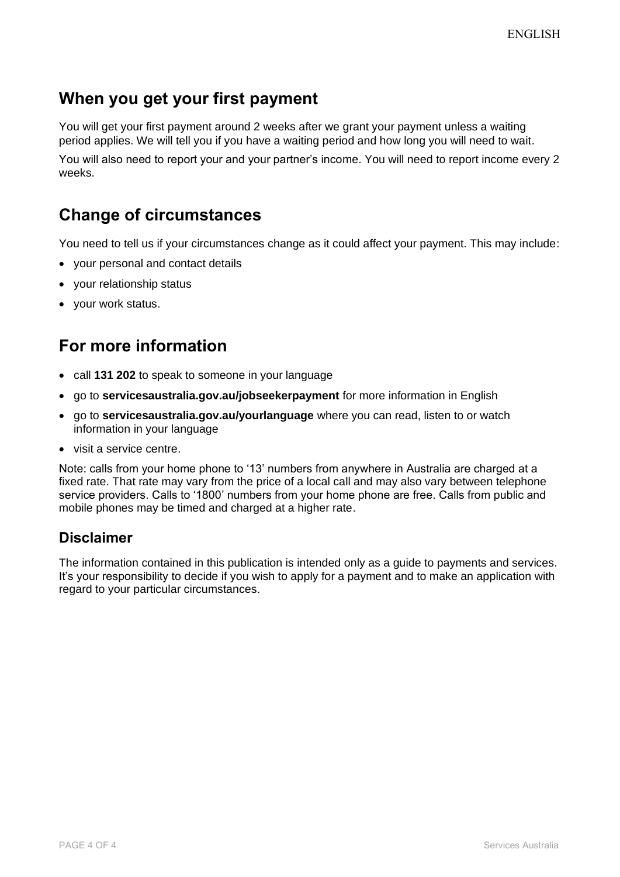## When you get your first payment

You will get your first payment around 2 weeks after we grant your payment unless a waiting period applies. We will tell you if you have a waiting period and how long you will need to wait.

You will also need to report your and your partner's income. You will need to report income every 2 weeks.

## Change of circumstances

You need to tell us if your circumstances change as it could affect your payment. This may include:

- your personal and contact details
- your relationship status
- your work status.

## For more information

- call **131 202** to speak to someone in your language
- go to **servicesaustralia.gov.au/jobseekerpayment** for more information in English
- go to **servicesaustralia.gov.au/yourlanguage** where you can read, listen to or watch information in your language
- visit a service centre.

Note: calls from your home phone to '13' numbers from anywhere in Australia are charged at a fixed rate. That rate may vary from the price of a local call and may also vary between telephone service providers. Calls to '1800' numbers from your home phone are free. Calls from public and mobile phones may be timed and charged at a higher rate.

### Disclaimer

The information contained in this publication is intended only as a guide to payments and services. It's your responsibility to decide if you wish to apply for a payment and to make an application with regard to your particular circumstances.